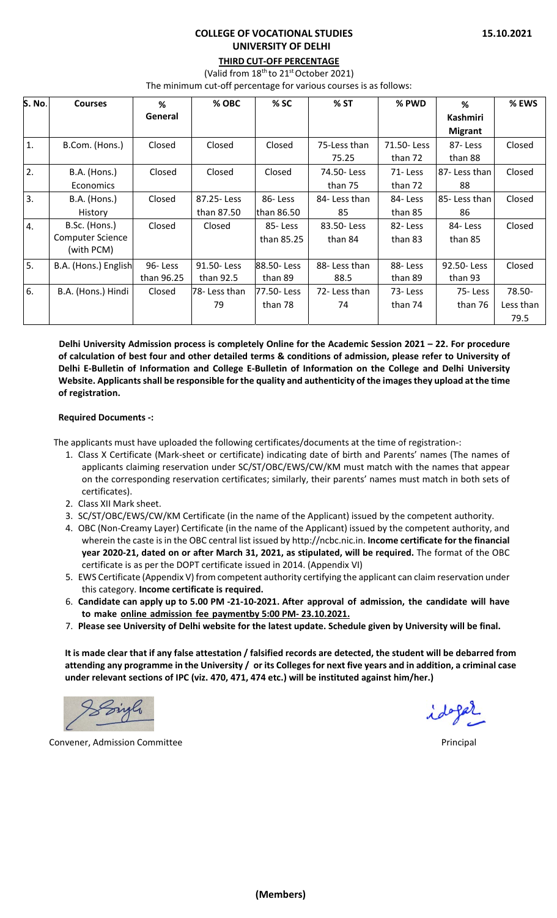**15.10.2021**

# COLLEGE OF VOCATIONAL STUDIES
## UNIVERSITY OF DELHI

**THIRD CUT-OFF PERCENTAGE**

(Valid from 18th to 21st October 2021)

The minimum cut-off percentage for various courses is as follows:

| S. No. | Courses | % General | % OBC | % SC | % ST | % PWD | % Kashmiri Migrant | % EWS |
|---|---|---|---|---|---|---|---|---|
| 1. | B.Com. (Hons.) | Closed | Closed | Closed | 75-Less than 75.25 | 71.50- Less than 72 | 87- Less than 88 | Closed |
| 2. | B.A. (Hons.) Economics | Closed | Closed | Closed | 74.50- Less than 75 | 71- Less than 72 | 87- Less than 88 | Closed |
| 3. | B.A. (Hons.) History | Closed | 87.25- Less than 87.50 | 86- Less than 86.50 | 84- Less than 85 | 84- Less than 85 | 85- Less than 86 | Closed |
| 4. | B.Sc. (Hons.) Computer Science (with PCM) | Closed | Closed | 85- Less than 85.25 | 83.50- Less than 84 | 82- Less than 83 | 84- Less than 85 | Closed |
| 5. | B.A. (Hons.) English | 96- Less than 96.25 | 91.50- Less than 92.5 | 88.50- Less than 89 | 88- Less than 88.5 | 88- Less than 89 | 92.50- Less than 93 | Closed |
| 6. | B.A. (Hons.) Hindi | Closed | 78- Less than 79 | 77.50- Less than 78 | 72- Less than 74 | 73- Less than 74 | 75- Less than 76 | 78.50- Less than 79.5 |

**Delhi University Admission process is completely Online for the Academic Session 2021 – 22. For procedure of calculation of best four and other detailed terms & conditions of admission, please refer to University of Delhi E-Bulletin of Information and College E-Bulletin of Information on the College and Delhi University Website. Applicants shall be responsible for the quality and authenticity of the images they upload at the time of registration.**

**Required Documents -:**

The applicants must have uploaded the following certificates/documents at the time of registration-:

1. Class X Certificate (Mark-sheet or certificate) indicating date of birth and Parents' names (The names of applicants claiming reservation under SC/ST/OBC/EWS/CW/KM must match with the names that appear on the corresponding reservation certificates; similarly, their parents' names must match in both sets of certificates).
2. Class XII Mark sheet.
3. SC/ST/OBC/EWS/CW/KM Certificate (in the name of the Applicant) issued by the competent authority.
4. OBC (Non-Creamy Layer) Certificate (in the name of the Applicant) issued by the competent authority, and wherein the caste is in the OBC central list issued by http://ncbc.nic.in. **Income certificate for the financial year 2020-21, dated on or after March 31, 2021, as stipulated, will be required.** The format of the OBC certificate is as per the DOPT certificate issued in 2014. (Appendix VI)
5. EWS Certificate (Appendix V) from competent authority certifying the applicant can claim reservation under this category. **Income certificate is required.**
6. **Candidate can apply up to 5.00 PM -21-10-2021. After approval of admission, the candidate will have to make <u>online admission fee paymentby 5:00 PM- 23.10.2021.</u>**
7. **Please see University of Delhi website for the latest update. Schedule given by University will be final.**

**It is made clear that if any false attestation / falsified records are detected, the student will be debarred from attending any programme in the University / or its Colleges for next five years and in addition, a criminal case under relevant sections of IPC (viz. 470, 471, 474 etc.) will be instituted against him/her.)**

Convener, Admission Committee

Principal

**(Members)**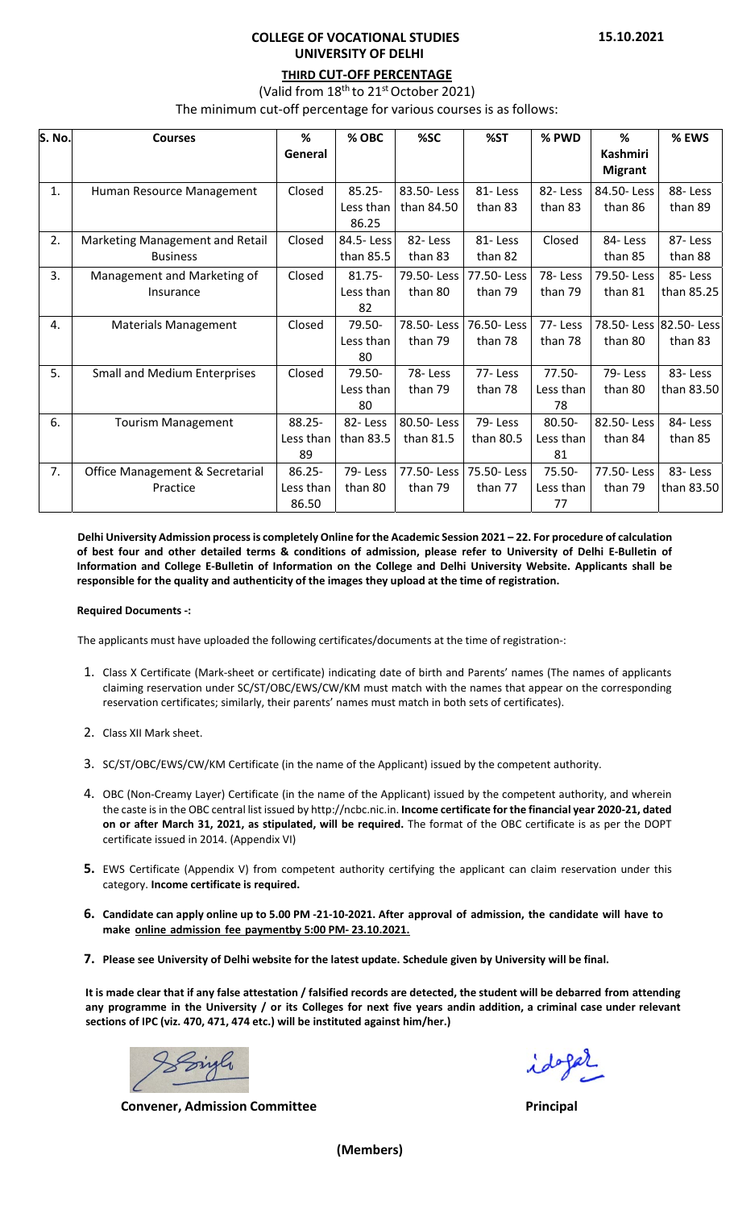**COLLEGE OF VOCATIONAL STUDIES**
**UNIVERSITY OF DELHI**

15.10.2021

**THIRD CUT-OFF PERCENTAGE**

(Valid from 18th to 21st October 2021)

The minimum cut-off percentage for various courses is as follows:

| S. No. | Courses | % General | % OBC | %SC | %ST | % PWD | % Kashmiri Migrant | % EWS |
|---|---|---|---|---|---|---|---|---|
| 1. | Human Resource Management | Closed | 85.25- Less than 86.25 | 83.50- Less than 84.50 | 81- Less than 83 | 82- Less than 83 | 84.50- Less than 86 | 88- Less than 89 |
| 2. | Marketing Management and Retail Business | Closed | 84.5- Less than 85.5 | 82- Less than 83 | 81- Less than 82 | Closed | 84- Less than 85 | 87- Less than 88 |
| 3. | Management and Marketing of Insurance | Closed | 81.75- Less than 82 | 79.50- Less than 80 | 77.50- Less than 79 | 78- Less than 79 | 79.50- Less than 81 | 85- Less than 85.25 |
| 4. | Materials Management | Closed | 79.50- Less than 80 | 78.50- Less than 79 | 76.50- Less than 78 | 77- Less than 78 | 78.50- Less than 80 | 82.50- Less than 83 |
| 5. | Small and Medium Enterprises | Closed | 79.50- Less than 80 | 78- Less than 79 | 77- Less than 78 | 77.50- Less than 78 | 79- Less than 80 | 83- Less than 83.50 |
| 6. | Tourism Management | 88.25- Less than 89 | 82- Less than 83.5 | 80.50- Less than 81.5 | 79- Less than 80.5 | 80.50- Less than 81 | 82.50- Less than 84 | 84- Less than 85 |
| 7. | Office Management & Secretarial Practice | 86.25- Less than 86.50 | 79- Less than 80 | 77.50- Less than 79 | 75.50- Less than 77 | 75.50- Less than 77 | 77.50- Less than 79 | 83- Less than 83.50 |

**Delhi University Admission process is completely Online for the Academic Session 2021 – 22. For procedure of calculation of best four and other detailed terms & conditions of admission, please refer to University of Delhi E-Bulletin of Information and College E-Bulletin of Information on the College and Delhi University Website. Applicants shall be responsible for the quality and authenticity of the images they upload at the time of registration.**

**Required Documents -:**

The applicants must have uploaded the following certificates/documents at the time of registration-:

1. Class X Certificate (Mark-sheet or certificate) indicating date of birth and Parents' names (The names of applicants claiming reservation under SC/ST/OBC/EWS/CW/KM must match with the names that appear on the corresponding reservation certificates; similarly, their parents' names must match in both sets of certificates).
2. Class XII Mark sheet.
3. SC/ST/OBC/EWS/CW/KM Certificate (in the name of the Applicant) issued by the competent authority.
4. OBC (Non-Creamy Layer) Certificate (in the name of the Applicant) issued by the competent authority, and wherein the caste is in the OBC central list issued by http://ncbc.nic.in. **Income certificate for the financial year 2020-21, dated on or after March 31, 2021, as stipulated, will be required.** The format of the OBC certificate is as per the DOPT certificate issued in 2014. (Appendix VI)
5. EWS Certificate (Appendix V) from competent authority certifying the applicant can claim reservation under this category. **Income certificate is required.**
6. **Candidate can apply online up to 5.00 PM -21-10-2021. After approval of admission, the candidate will have to make online admission fee paymentby 5:00 PM- 23.10.2021.**
7. **Please see University of Delhi website for the latest update. Schedule given by University will be final.**

**It is made clear that if any false attestation / falsified records are detected, the student will be debarred from attending any programme in the University / or its Colleges for next five years andin addition, a criminal case under relevant sections of IPC (viz. 470, 471, 474 etc.) will be instituted against him/her.)**

**Convener, Admission Committee**

**Principal**

**(Members)**